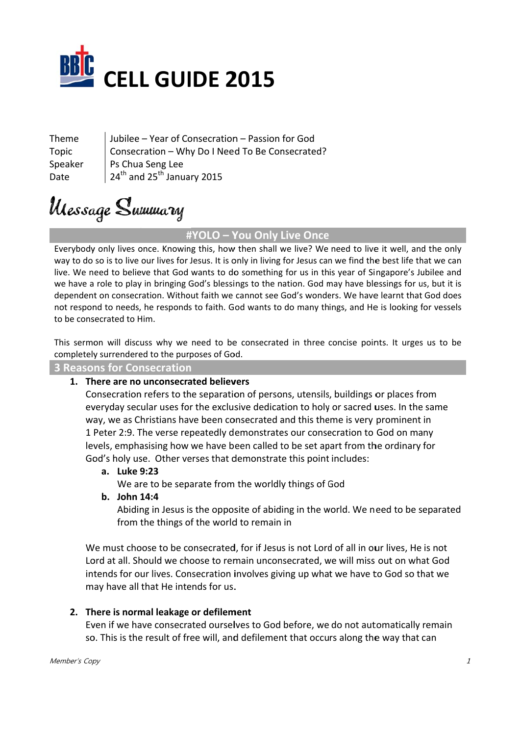# CELL GUIDE 2015

| | |
|---|---|
| Theme | Jubilee – Year of Consecration – Passion for God |
| Topic | Consecration – Why Do I Need To Be Consecrated? |
| Speaker | Ps Chua Seng Lee |
| Date | 24th and 25th January 2015 |

## Message Summary

### #YOLO – You Only Live Once

Everybody only lives once. Knowing this, how then shall we live? We need to live it well, and the only way to do so is to live our lives for Jesus. It is only in living for Jesus can we find the best life that we can live. We need to believe that God wants to do something for us in this year of Singapore's Jubilee and we have a role to play in bringing God's blessings to the nation. God may have blessings for us, but it is dependent on consecration. Without faith we cannot see God's wonders. We have learnt that God does not respond to needs, he responds to faith. God wants to do many things, and He is looking for vessels to be consecrated to Him.

This sermon will discuss why we need to be consecrated in three concise points. It urges us to be completely surrendered to the purposes of God.

### 3 Reasons for Consecration

1. **There are no unconsecrated believers**
   Consecration refers to the separation of persons, utensils, buildings or places from everyday secular uses for the exclusive dedication to holy or sacred uses. In the same way, we as Christians have been consecrated and this theme is very prominent in 1 Peter 2:9. The verse repeatedly demonstrates our consecration to God on many levels, emphasising how we have been called to be set apart from the ordinary for God's holy use. Other verses that demonstrate this point includes:
   a. **Luke 9:23**
      We are to be separate from the worldly things of God
   b. **John 14:4**
      Abiding in Jesus is the opposite of abiding in the world. We need to be separated from the things of the world to remain in

   We must choose to be consecrated, for if Jesus is not Lord of all in our lives, He is not Lord at all. Should we choose to remain unconsecrated, we will miss out on what God intends for our lives. Consecration involves giving up what we have to God so that we may have all that He intends for us.

2. **There is normal leakage or defilement**
   Even if we have consecrated ourselves to God before, we do not automatically remain so. This is the result of free will, and defilement that occurs along the way that can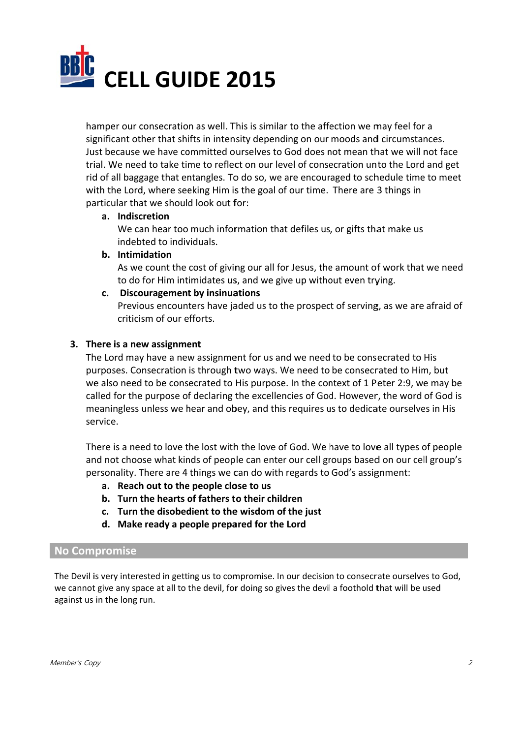hamper our consecration as well. This is similar to the affection we may feel for a significant other that shifts in intensity depending on our moods and circumstances. Just because we have committed ourselves to God does not mean that we will not face trial. We need to take time to reflect on our level of consecration unto the Lord and get rid of all baggage that entangles. To do so, we are encouraged to schedule time to meet with the Lord, where seeking Him is the goal of our time. There are 3 things in particular that we should look out for:

a. **Indiscretion**
   We can hear too much information that defiles us, or gifts that make us indebted to individuals.
b. **Intimidation**
   As we count the cost of giving our all for Jesus, the amount of work that we need to do for Him intimidates us, and we give up without even trying.
c. **Discouragement by insinuations**
   Previous encounters have jaded us to the prospect of serving, as we are afraid of criticism of our efforts.

3. **There is a new assignment**

The Lord may have a new assignment for us and we need to be consecrated to His purposes. Consecration is through two ways. We need to be consecrated to Him, but we also need to be consecrated to His purpose. In the context of 1 Peter 2:9, we may be called for the purpose of declaring the excellencies of God. However, the word of God is meaningless unless we hear and obey, and this requires us to dedicate ourselves in His service.

There is a need to love the lost with the love of God. We have to love all types of people and not choose what kinds of people can enter our cell groups based on our cell group's personality. There are 4 things we can do with regards to God's assignment:

a. **Reach out to the people close to us**
b. **Turn the hearts of fathers to their children**
c. **Turn the disobedient to the wisdom of the just**
d. **Make ready a people prepared for the Lord**

## No Compromise

The Devil is very interested in getting us to compromise. In our decision to consecrate ourselves to God, we cannot give any space at all to the devil, for doing so gives the devil a foothold that will be used against us in the long run.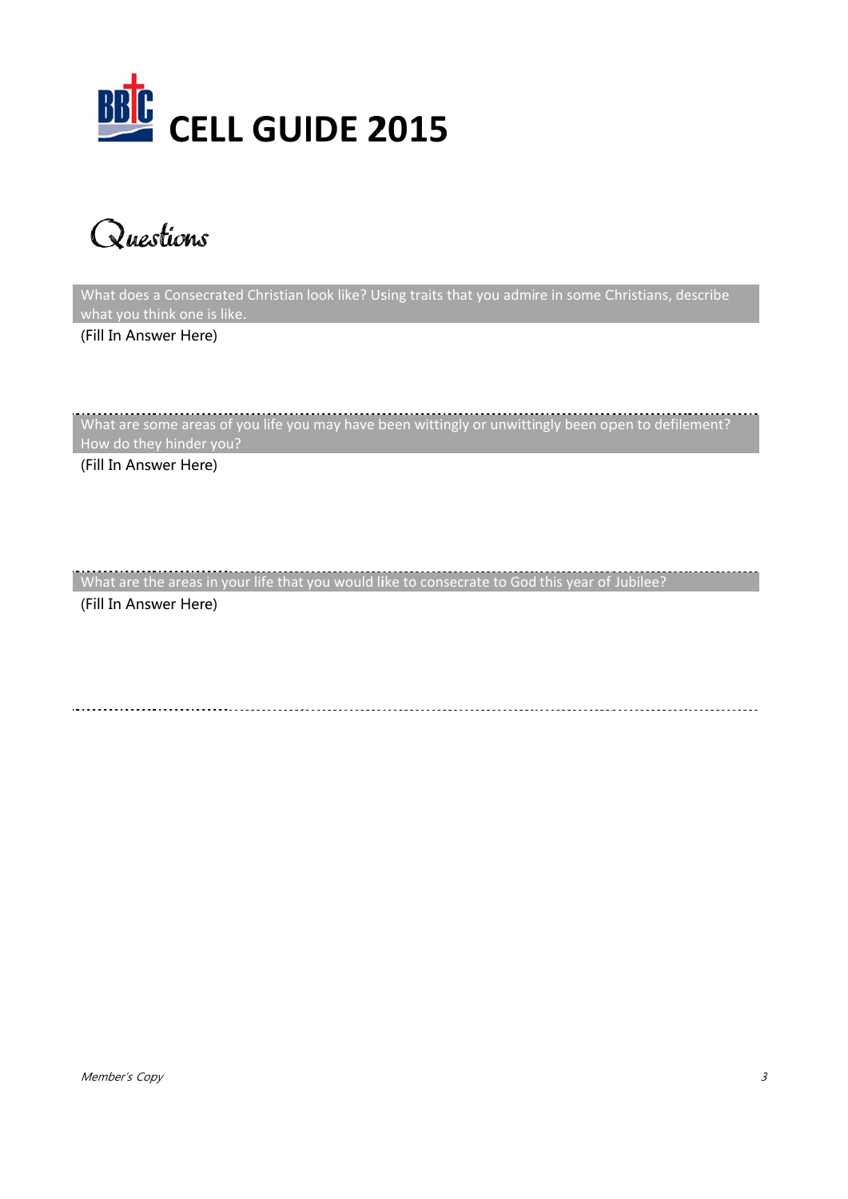# CELL GUIDE 2015

## Questions

**What does a Consecrated Christian look like? Using traits that you admire in some Christians, describe what you think one is like.**

(Fill In Answer Here)

**What are some areas of you life you may have been wittingly or unwittingly been open to defilement? How do they hinder you?**

(Fill In Answer Here)

**What are the areas in your life that you would like to consecrate to God this year of Jubilee?**

(Fill In Answer Here)

*Member's Copy*